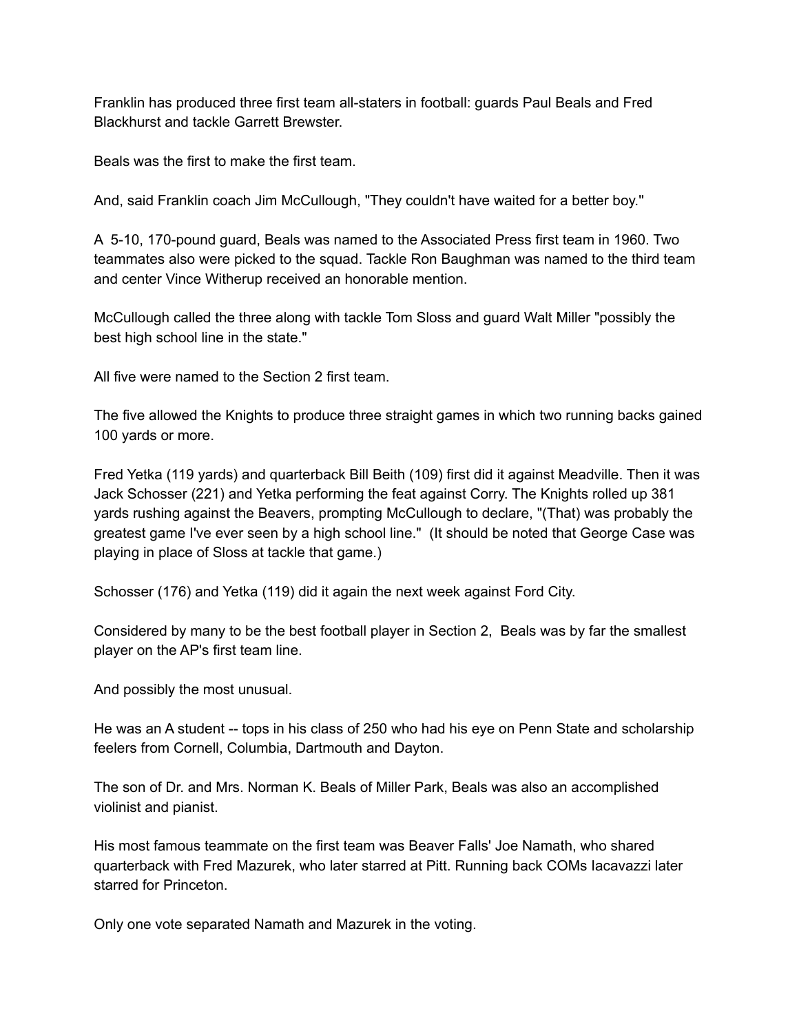Franklin has produced three first team all-staters in football: guards Paul Beals and Fred Blackhurst and tackle Garrett Brewster.

Beals was the first to make the first team.

And, said Franklin coach Jim McCullough, "They couldn't have waited for a better boy."

A 5-10, 170-pound guard, Beals was named to the Associated Press first team in 1960. Two teammates also were picked to the squad. Tackle Ron Baughman was named to the third team and center Vince Witherup received an honorable mention.

McCullough called the three along with tackle Tom Sloss and guard Walt Miller "possibly the best high school line in the state."

All five were named to the Section 2 first team.

The five allowed the Knights to produce three straight games in which two running backs gained 100 yards or more.

Fred Yetka (119 yards) and quarterback Bill Beith (109) first did it against Meadville. Then it was Jack Schosser (221) and Yetka performing the feat against Corry. The Knights rolled up 381 yards rushing against the Beavers, prompting McCullough to declare, "(That) was probably the greatest game I've ever seen by a high school line." (It should be noted that George Case was playing in place of Sloss at tackle that game.)

Schosser (176) and Yetka (119) did it again the next week against Ford City.

Considered by many to be the best football player in Section 2, Beals was by far the smallest player on the AP's first team line.

And possibly the most unusual.

He was an A student -- tops in his class of 250 who had his eye on Penn State and scholarship feelers from Cornell, Columbia, Dartmouth and Dayton.

The son of Dr. and Mrs. Norman K. Beals of Miller Park, Beals was also an accomplished violinist and pianist.

His most famous teammate on the first team was Beaver Falls' Joe Namath, who shared quarterback with Fred Mazurek, who later starred at Pitt. Running back COMs Iacavazzi later starred for Princeton.

Only one vote separated Namath and Mazurek in the voting.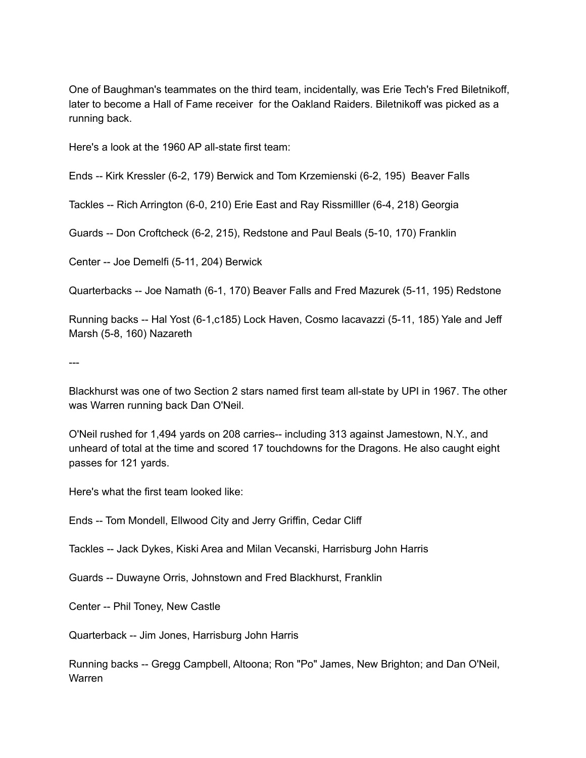One of Baughman's teammates on the third team, incidentally, was Erie Tech's Fred Biletnikoff, later to become a Hall of Fame receiver for the Oakland Raiders. Biletnikoff was picked as a running back.

Here's a look at the 1960 AP all-state first team:

Ends -- Kirk Kressler (6-2, 179) Berwick and Tom Krzemienski (6-2, 195) Beaver Falls

Tackles -- Rich Arrington (6-0, 210) Erie East and Ray Rissmilller (6-4, 218) Georgia

Guards -- Don Croftcheck (6-2, 215), Redstone and Paul Beals (5-10, 170) Franklin

Center -- Joe Demelfi (5-11, 204) Berwick

Quarterbacks -- Joe Namath (6-1, 170) Beaver Falls and Fred Mazurek (5-11, 195) Redstone

Running backs -- Hal Yost (6-1,c185) Lock Haven, Cosmo Iacavazzi (5-11, 185) Yale and Jeff Marsh (5-8, 160) Nazareth

---

Blackhurst was one of two Section 2 stars named first team all-state by UPI in 1967. The other was Warren running back Dan O'Neil.

O'Neil rushed for 1,494 yards on 208 carries-- including 313 against Jamestown, N.Y., and unheard of total at the time and scored 17 touchdowns for the Dragons. He also caught eight passes for 121 yards.

Here's what the first team looked like:

Ends -- Tom Mondell, Ellwood City and Jerry Griffin, Cedar Cliff

Tackles -- Jack Dykes, Kiski Area and Milan Vecanski, Harrisburg John Harris

Guards -- Duwayne Orris, Johnstown and Fred Blackhurst, Franklin

Center -- Phil Toney, New Castle

Quarterback -- Jim Jones, Harrisburg John Harris

Running backs -- Gregg Campbell, Altoona; Ron "Po" James, New Brighton; and Dan O'Neil, Warren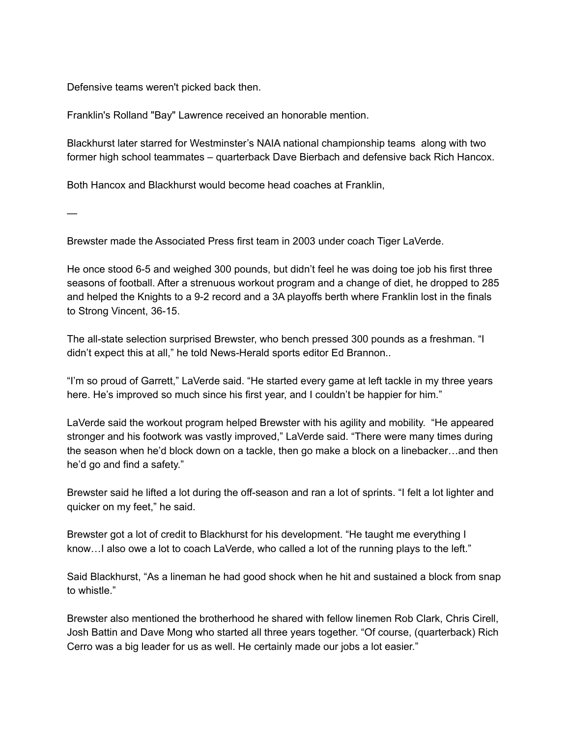Defensive teams weren't picked back then.

Franklin's Rolland "Bay" Lawrence received an honorable mention.

Blackhurst later starred for Westminster's NAIA national championship teams along with two former high school teammates – quarterback Dave Bierbach and defensive back Rich Hancox.

Both Hancox and Blackhurst would become head coaches at Franklin,

—

Brewster made the Associated Press first team in 2003 under coach Tiger LaVerde.

He once stood 6-5 and weighed 300 pounds, but didn't feel he was doing toe job his first three seasons of football. After a strenuous workout program and a change of diet, he dropped to 285 and helped the Knights to a 9-2 record and a 3A playoffs berth where Franklin lost in the finals to Strong Vincent, 36-15.

The all-state selection surprised Brewster, who bench pressed 300 pounds as a freshman. "I didn't expect this at all," he told News-Herald sports editor Ed Brannon..

"I'm so proud of Garrett," LaVerde said. "He started every game at left tackle in my three years here. He's improved so much since his first year, and I couldn't be happier for him."

LaVerde said the workout program helped Brewster with his agility and mobility. "He appeared stronger and his footwork was vastly improved," LaVerde said. "There were many times during the season when he'd block down on a tackle, then go make a block on a linebacker…and then he'd go and find a safety."

Brewster said he lifted a lot during the off-season and ran a lot of sprints. "I felt a lot lighter and quicker on my feet," he said.

Brewster got a lot of credit to Blackhurst for his development. "He taught me everything I know…I also owe a lot to coach LaVerde, who called a lot of the running plays to the left."

Said Blackhurst, "As a lineman he had good shock when he hit and sustained a block from snap to whistle."

Brewster also mentioned the brotherhood he shared with fellow linemen Rob Clark, Chris Cirell, Josh Battin and Dave Mong who started all three years together. "Of course, (quarterback) Rich Cerro was a big leader for us as well. He certainly made our jobs a lot easier."